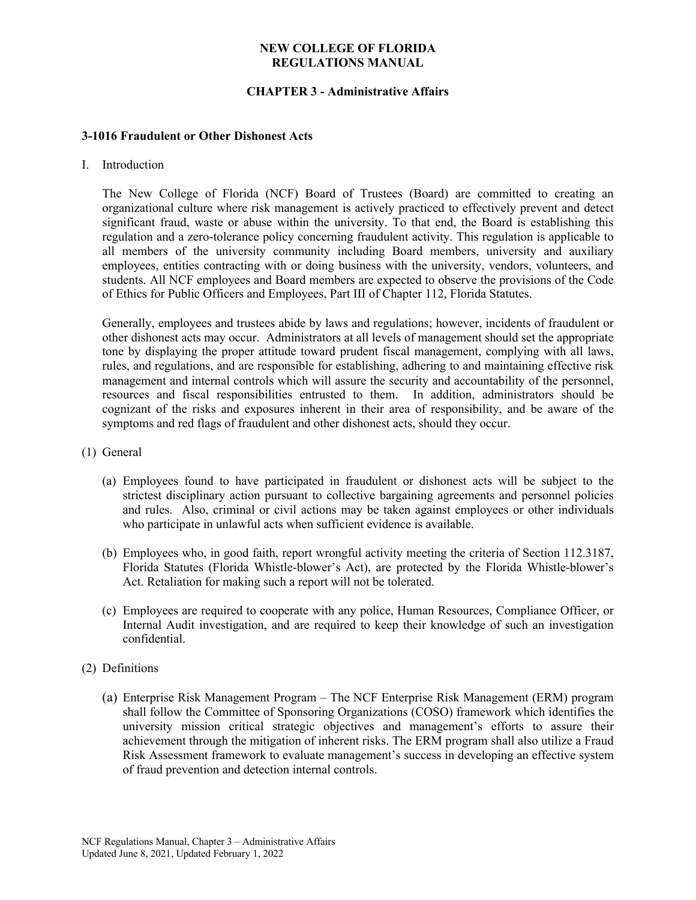# NEW COLLEGE OF FLORIDA
# REGULATIONS MANUAL

## CHAPTER 3 - Administrative Affairs

### 3-1016 Fraudulent or Other Dishonest Acts

I. Introduction

The New College of Florida (NCF) Board of Trustees (Board) are committed to creating an organizational culture where risk management is actively practiced to effectively prevent and detect significant fraud, waste or abuse within the university. To that end, the Board is establishing this regulation and a zero-tolerance policy concerning fraudulent activity. This regulation is applicable to all members of the university community including Board members, university and auxiliary employees, entities contracting with or doing business with the university, vendors, volunteers, and students. All NCF employees and Board members are expected to observe the provisions of the Code of Ethics for Public Officers and Employees, Part III of Chapter 112, Florida Statutes.

Generally, employees and trustees abide by laws and regulations; however, incidents of fraudulent or other dishonest acts may occur. Administrators at all levels of management should set the appropriate tone by displaying the proper attitude toward prudent fiscal management, complying with all laws, rules, and regulations, and are responsible for establishing, adhering to and maintaining effective risk management and internal controls which will assure the security and accountability of the personnel, resources and fiscal responsibilities entrusted to them. In addition, administrators should be cognizant of the risks and exposures inherent in their area of responsibility, and be aware of the symptoms and red flags of fraudulent and other dishonest acts, should they occur.

(1) General

(a) Employees found to have participated in fraudulent or dishonest acts will be subject to the strictest disciplinary action pursuant to collective bargaining agreements and personnel policies and rules. Also, criminal or civil actions may be taken against employees or other individuals who participate in unlawful acts when sufficient evidence is available.

(b) Employees who, in good faith, report wrongful activity meeting the criteria of Section 112.3187, Florida Statutes (Florida Whistle-blower's Act), are protected by the Florida Whistle-blower's Act. Retaliation for making such a report will not be tolerated.

(c) Employees are required to cooperate with any police, Human Resources, Compliance Officer, or Internal Audit investigation, and are required to keep their knowledge of such an investigation confidential.

(2) Definitions

(a) Enterprise Risk Management Program – The NCF Enterprise Risk Management (ERM) program shall follow the Committee of Sponsoring Organizations (COSO) framework which identifies the university mission critical strategic objectives and management's efforts to assure their achievement through the mitigation of inherent risks. The ERM program shall also utilize a Fraud Risk Assessment framework to evaluate management's success in developing an effective system of fraud prevention and detection internal controls.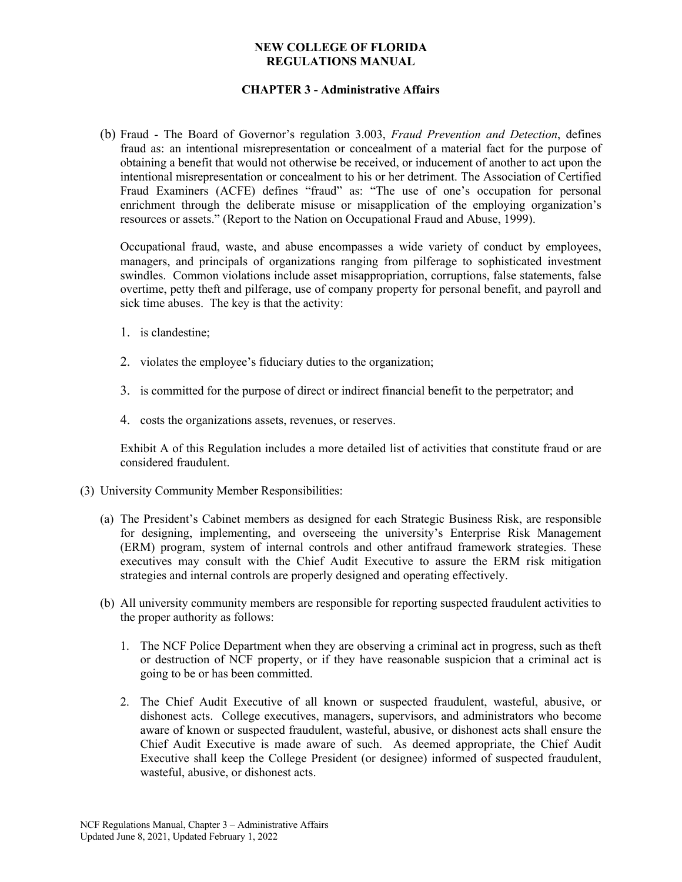(b) Fraud - The Board of Governor's regulation 3.003, *Fraud Prevention and Detection*, defines fraud as: an intentional misrepresentation or concealment of a material fact for the purpose of obtaining a benefit that would not otherwise be received, or inducement of another to act upon the intentional misrepresentation or concealment to his or her detriment. The Association of Certified Fraud Examiners (ACFE) defines "fraud" as: "The use of one's occupation for personal enrichment through the deliberate misuse or misapplication of the employing organization's resources or assets." (Report to the Nation on Occupational Fraud and Abuse, 1999).

Occupational fraud, waste, and abuse encompasses a wide variety of conduct by employees, managers, and principals of organizations ranging from pilferage to sophisticated investment swindles. Common violations include asset misappropriation, corruptions, false statements, false overtime, petty theft and pilferage, use of company property for personal benefit, and payroll and sick time abuses. The key is that the activity:

1. is clandestine;
2. violates the employee's fiduciary duties to the organization;
3. is committed for the purpose of direct or indirect financial benefit to the perpetrator; and
4. costs the organizations assets, revenues, or reserves.

Exhibit A of this Regulation includes a more detailed list of activities that constitute fraud or are considered fraudulent.

(3) University Community Member Responsibilities:

(a) The President's Cabinet members as designed for each Strategic Business Risk, are responsible for designing, implementing, and overseeing the university's Enterprise Risk Management (ERM) program, system of internal controls and other antifraud framework strategies. These executives may consult with the Chief Audit Executive to assure the ERM risk mitigation strategies and internal controls are properly designed and operating effectively.

(b) All university community members are responsible for reporting suspected fraudulent activities to the proper authority as follows:

1. The NCF Police Department when they are observing a criminal act in progress, such as theft or destruction of NCF property, or if they have reasonable suspicion that a criminal act is going to be or has been committed.
2. The Chief Audit Executive of all known or suspected fraudulent, wasteful, abusive, or dishonest acts. College executives, managers, supervisors, and administrators who become aware of known or suspected fraudulent, wasteful, abusive, or dishonest acts shall ensure the Chief Audit Executive is made aware of such. As deemed appropriate, the Chief Audit Executive shall keep the College President (or designee) informed of suspected fraudulent, wasteful, abusive, or dishonest acts.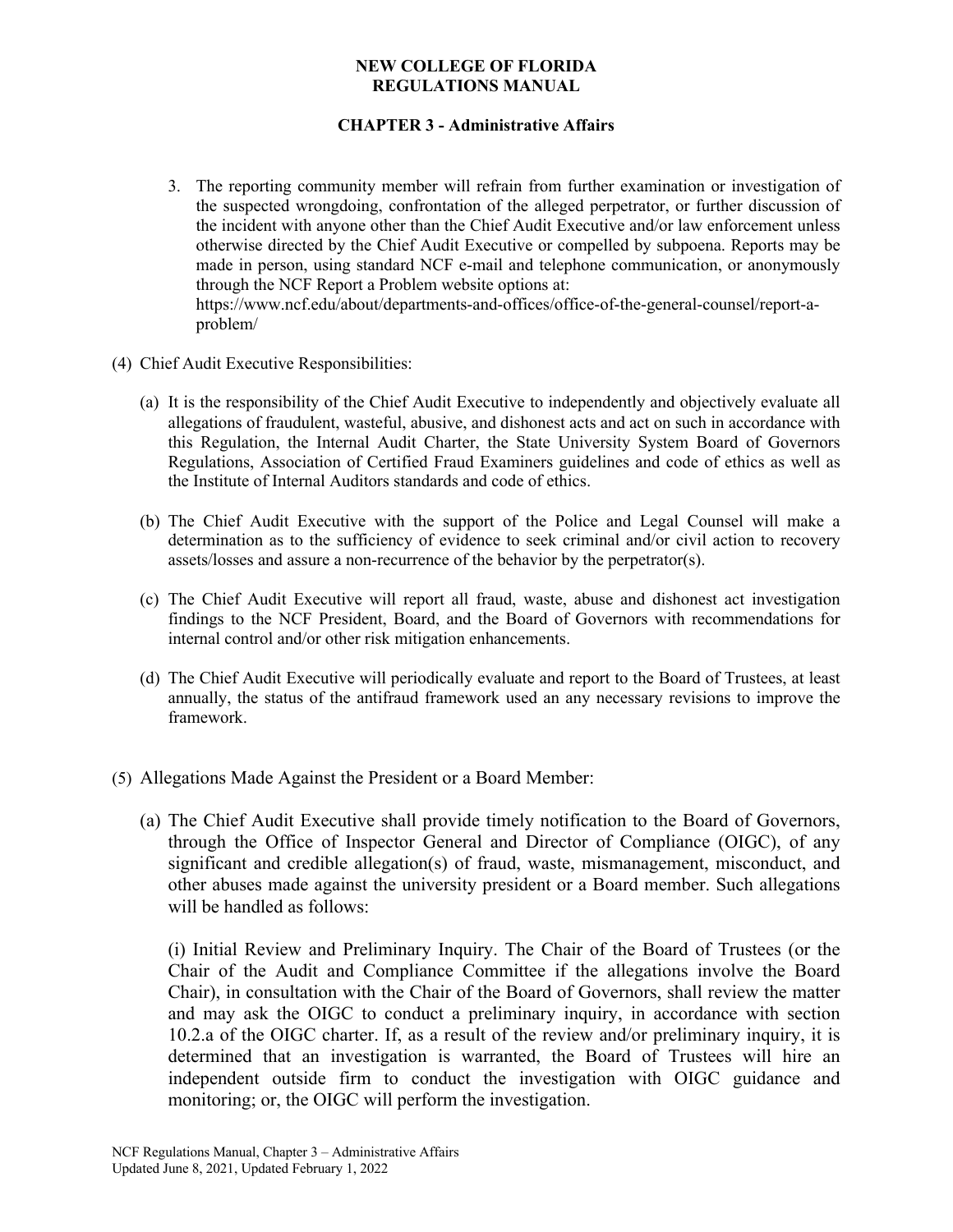3. The reporting community member will refrain from further examination or investigation of the suspected wrongdoing, confrontation of the alleged perpetrator, or further discussion of the incident with anyone other than the Chief Audit Executive and/or law enforcement unless otherwise directed by the Chief Audit Executive or compelled by subpoena. Reports may be made in person, using standard NCF e-mail and telephone communication, or anonymously through the NCF Report a Problem website options at: https://www.ncf.edu/about/departments-and-offices/office-of-the-general-counsel/report-a-problem/

(4) Chief Audit Executive Responsibilities:

(a) It is the responsibility of the Chief Audit Executive to independently and objectively evaluate all allegations of fraudulent, wasteful, abusive, and dishonest acts and act on such in accordance with this Regulation, the Internal Audit Charter, the State University System Board of Governors Regulations, Association of Certified Fraud Examiners guidelines and code of ethics as well as the Institute of Internal Auditors standards and code of ethics.

(b) The Chief Audit Executive with the support of the Police and Legal Counsel will make a determination as to the sufficiency of evidence to seek criminal and/or civil action to recovery assets/losses and assure a non-recurrence of the behavior by the perpetrator(s).

(c) The Chief Audit Executive will report all fraud, waste, abuse and dishonest act investigation findings to the NCF President, Board, and the Board of Governors with recommendations for internal control and/or other risk mitigation enhancements.

(d) The Chief Audit Executive will periodically evaluate and report to the Board of Trustees, at least annually, the status of the antifraud framework used an any necessary revisions to improve the framework.

(5) Allegations Made Against the President or a Board Member:

(a) The Chief Audit Executive shall provide timely notification to the Board of Governors, through the Office of Inspector General and Director of Compliance (OIGC), of any significant and credible allegation(s) of fraud, waste, mismanagement, misconduct, and other abuses made against the university president or a Board member. Such allegations will be handled as follows:

(i) Initial Review and Preliminary Inquiry. The Chair of the Board of Trustees (or the Chair of the Audit and Compliance Committee if the allegations involve the Board Chair), in consultation with the Chair of the Board of Governors, shall review the matter and may ask the OIGC to conduct a preliminary inquiry, in accordance with section 10.2.a of the OIGC charter. If, as a result of the review and/or preliminary inquiry, it is determined that an investigation is warranted, the Board of Trustees will hire an independent outside firm to conduct the investigation with OIGC guidance and monitoring; or, the OIGC will perform the investigation.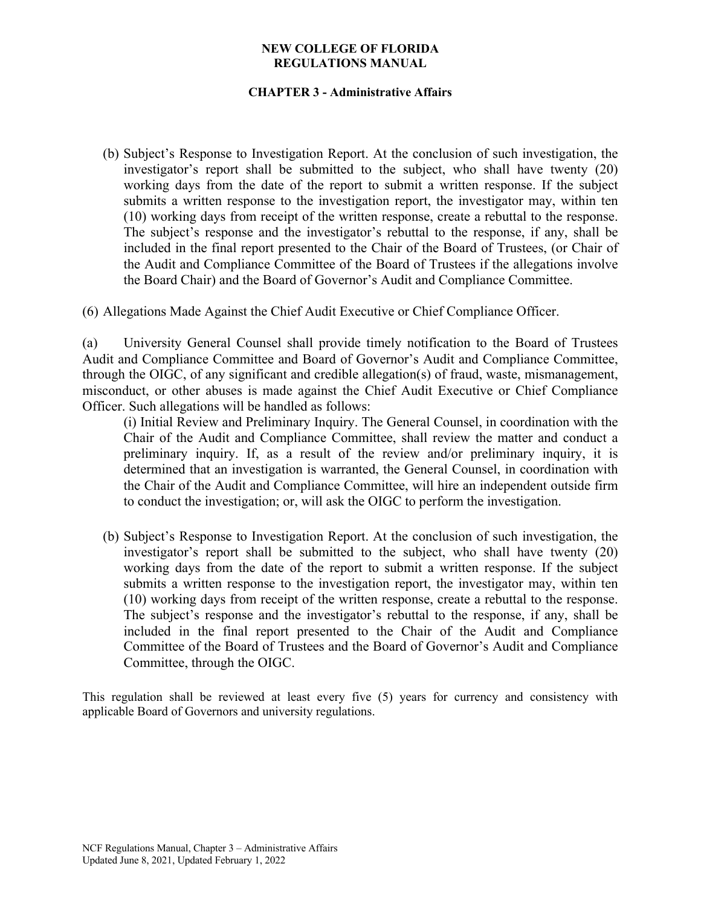(b) Subject's Response to Investigation Report. At the conclusion of such investigation, the investigator's report shall be submitted to the subject, who shall have twenty (20) working days from the date of the report to submit a written response. If the subject submits a written response to the investigation report, the investigator may, within ten (10) working days from receipt of the written response, create a rebuttal to the response. The subject's response and the investigator's rebuttal to the response, if any, shall be included in the final report presented to the Chair of the Board of Trustees, (or Chair of the Audit and Compliance Committee of the Board of Trustees if the allegations involve the Board Chair) and the Board of Governor's Audit and Compliance Committee.

(6) Allegations Made Against the Chief Audit Executive or Chief Compliance Officer.

(a) University General Counsel shall provide timely notification to the Board of Trustees Audit and Compliance Committee and Board of Governor's Audit and Compliance Committee, through the OIGC, of any significant and credible allegation(s) of fraud, waste, mismanagement, misconduct, or other abuses is made against the Chief Audit Executive or Chief Compliance Officer. Such allegations will be handled as follows:

(i) Initial Review and Preliminary Inquiry. The General Counsel, in coordination with the Chair of the Audit and Compliance Committee, shall review the matter and conduct a preliminary inquiry. If, as a result of the review and/or preliminary inquiry, it is determined that an investigation is warranted, the General Counsel, in coordination with the Chair of the Audit and Compliance Committee, will hire an independent outside firm to conduct the investigation; or, will ask the OIGC to perform the investigation.

(b) Subject's Response to Investigation Report. At the conclusion of such investigation, the investigator's report shall be submitted to the subject, who shall have twenty (20) working days from the date of the report to submit a written response. If the subject submits a written response to the investigation report, the investigator may, within ten (10) working days from receipt of the written response, create a rebuttal to the response. The subject's response and the investigator's rebuttal to the response, if any, shall be included in the final report presented to the Chair of the Audit and Compliance Committee of the Board of Trustees and the Board of Governor's Audit and Compliance Committee, through the OIGC.

This regulation shall be reviewed at least every five (5) years for currency and consistency with applicable Board of Governors and university regulations.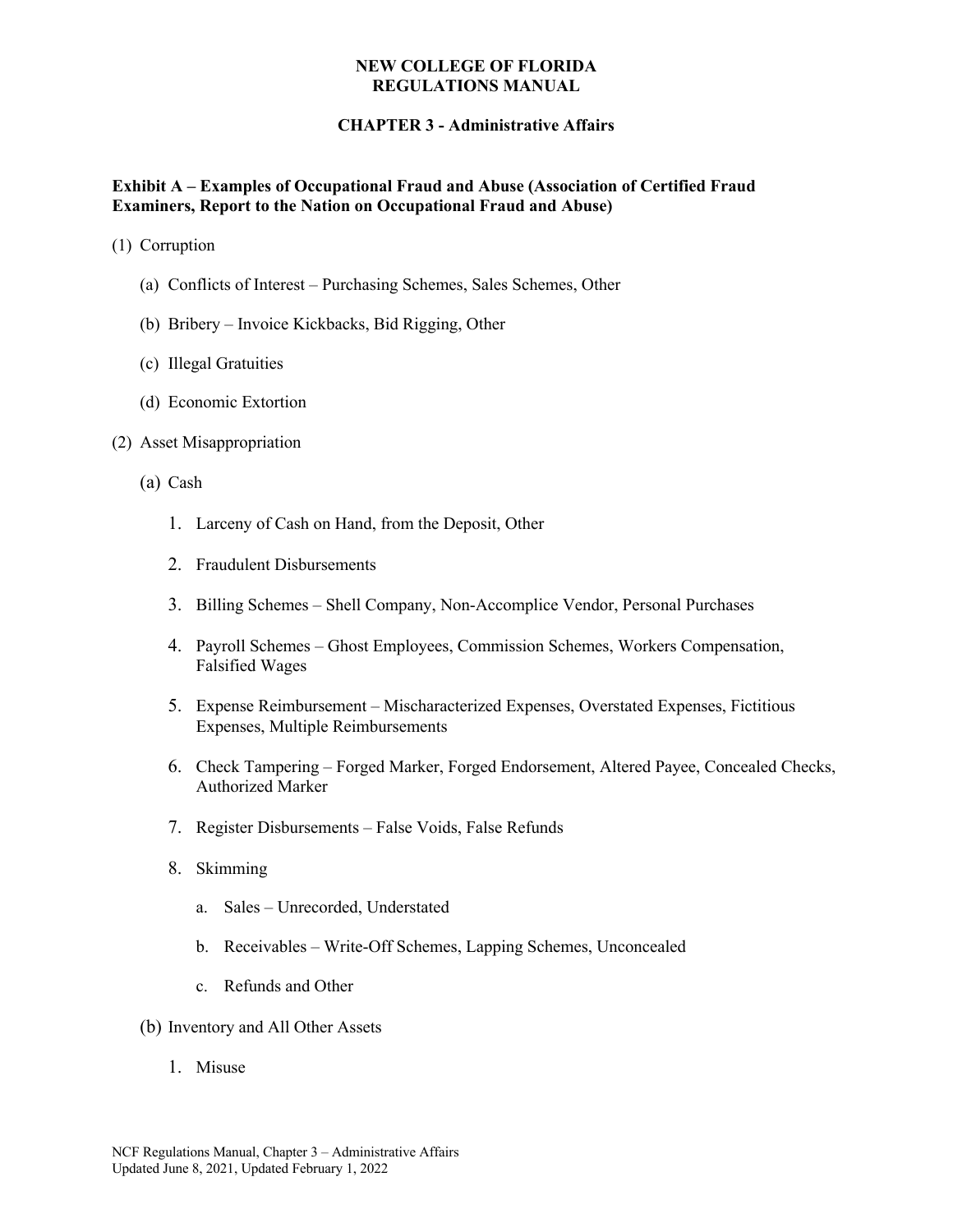**NEW COLLEGE OF FLORIDA**
**REGULATIONS MANUAL**

**CHAPTER 3 - Administrative Affairs**

**Exhibit A – Examples of Occupational Fraud and Abuse (Association of Certified Fraud Examiners, Report to the Nation on Occupational Fraud and Abuse)**

(1) Corruption

(a) Conflicts of Interest – Purchasing Schemes, Sales Schemes, Other

(b) Bribery – Invoice Kickbacks, Bid Rigging, Other

(c) Illegal Gratuities

(d) Economic Extortion

(2) Asset Misappropriation

(a) Cash

1. Larceny of Cash on Hand, from the Deposit, Other

2. Fraudulent Disbursements

3. Billing Schemes – Shell Company, Non-Accomplice Vendor, Personal Purchases

4. Payroll Schemes – Ghost Employees, Commission Schemes, Workers Compensation, Falsified Wages

5. Expense Reimbursement – Mischaracterized Expenses, Overstated Expenses, Fictitious Expenses, Multiple Reimbursements

6. Check Tampering – Forged Marker, Forged Endorsement, Altered Payee, Concealed Checks, Authorized Marker

7. Register Disbursements – False Voids, False Refunds

8. Skimming

a. Sales – Unrecorded, Understated

b. Receivables – Write-Off Schemes, Lapping Schemes, Unconcealed

c. Refunds and Other

(b) Inventory and All Other Assets

1. Misuse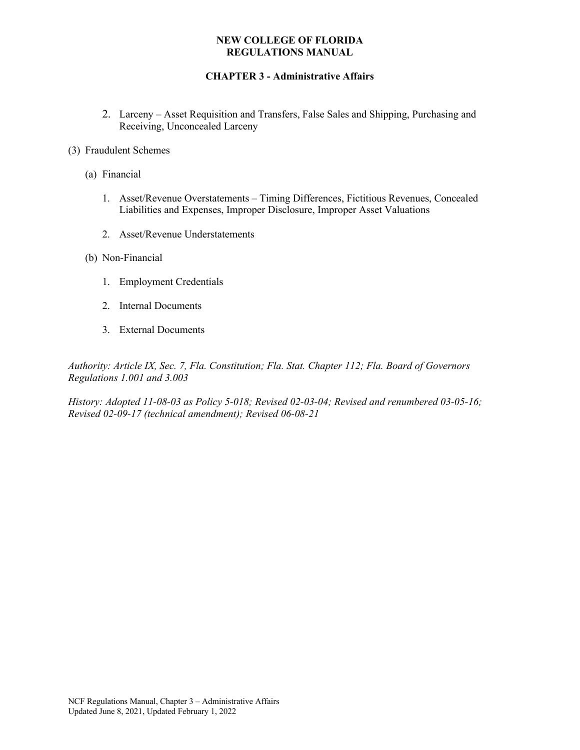2. Larceny – Asset Requisition and Transfers, False Sales and Shipping, Purchasing and Receiving, Unconcealed Larceny

(3) Fraudulent Schemes

(a) Financial

1. Asset/Revenue Overstatements – Timing Differences, Fictitious Revenues, Concealed Liabilities and Expenses, Improper Disclosure, Improper Asset Valuations

2. Asset/Revenue Understatements

(b) Non-Financial

1. Employment Credentials

2. Internal Documents

3. External Documents

*Authority: Article IX, Sec. 7, Fla. Constitution; Fla. Stat. Chapter 112; Fla. Board of Governors Regulations 1.001 and 3.003*

*History: Adopted 11-08-03 as Policy 5-018; Revised 02-03-04; Revised and renumbered 03-05-16; Revised 02-09-17 (technical amendment); Revised 06-08-21*